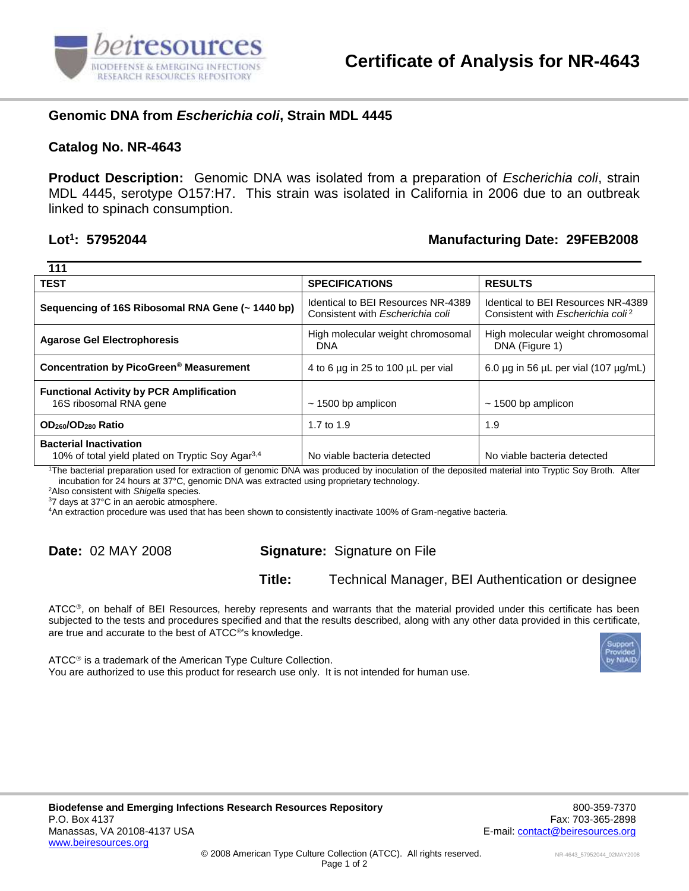# Certificate of Analysis for NR-4643

## Genomic DNA from *Escherichia coli*, Strain MDL 4445

## Catalog No. NR-4643

**Product Description:** Genomic DNA was isolated from a preparation of *Escherichia coli*, strain MDL 4445, serotype O157:H7. This strain was isolated in California in 2006 due to an outbreak linked to spinach consumption.

**Lot[1]: 57952044** **Manufacturing Date: 29FEB2008**

111

| TEST | SPECIFICATIONS | RESULTS |
|---|---|---|
| **Sequencing of 16S Ribosomal RNA Gene (~ 1440 bp)** | Identical to BEI Resources NR-4389<br>Consistent with *Escherichia coli* | Identical to BEI Resources NR-4389<br>Consistent with *Escherichia coli*[2] |
| **Agarose Gel Electrophoresis** | High molecular weight chromosomal DNA | High molecular weight chromosomal DNA (Figure 1) |
| **Concentration by PicoGreen® Measurement** | 4 to 6 µg in 25 to 100 µL per vial | 6.0 µg in 56 µL per vial (107 µg/mL) |
| **Functional Activity by PCR Amplification**<br>16S ribosomal RNA gene | ~ 1500 bp amplicon | ~ 1500 bp amplicon |
| **$OD_{260}/OD_{280}$ Ratio** | 1.7 to 1.9 | 1.9 |
| **Bacterial Inactivation**<br>10% of total yield plated on Tryptic Soy Agar[3,4] | No viable bacteria detected | No viable bacteria detected |

[1]The bacterial preparation used for extraction of genomic DNA was produced by inoculation of the deposited material into Tryptic Soy Broth. After incubation for 24 hours at 37°C, genomic DNA was extracted using proprietary technology.
[2]Also consistent with *Shigella* species.
[3]7 days at 37°C in an aerobic atmosphere.
[4]An extraction procedure was used that has been shown to consistently inactivate 100% of Gram-negative bacteria.

**Date:** 02 MAY 2008 **Signature:** Signature on File

**Title:** Technical Manager, BEI Authentication or designee

ATCC®, on behalf of BEI Resources, hereby represents and warrants that the material provided under this certificate has been subjected to the tests and procedures specified and that the results described, along with any other data provided in this certificate, are true and accurate to the best of ATCC®'s knowledge.

ATCC® is a trademark of the American Type Culture Collection.
You are authorized to use this product for research use only. It is not intended for human use.

**Biodefense and Emerging Infections Research Resources Repository**
P.O. Box 4137
Manassas, VA 20108-4137 USA
www.beiresources.org

800-359-7370
Fax: 703-365-2898
E-mail: contact@beiresources.org

© 2008 American Type Culture Collection (ATCC). All rights reserved.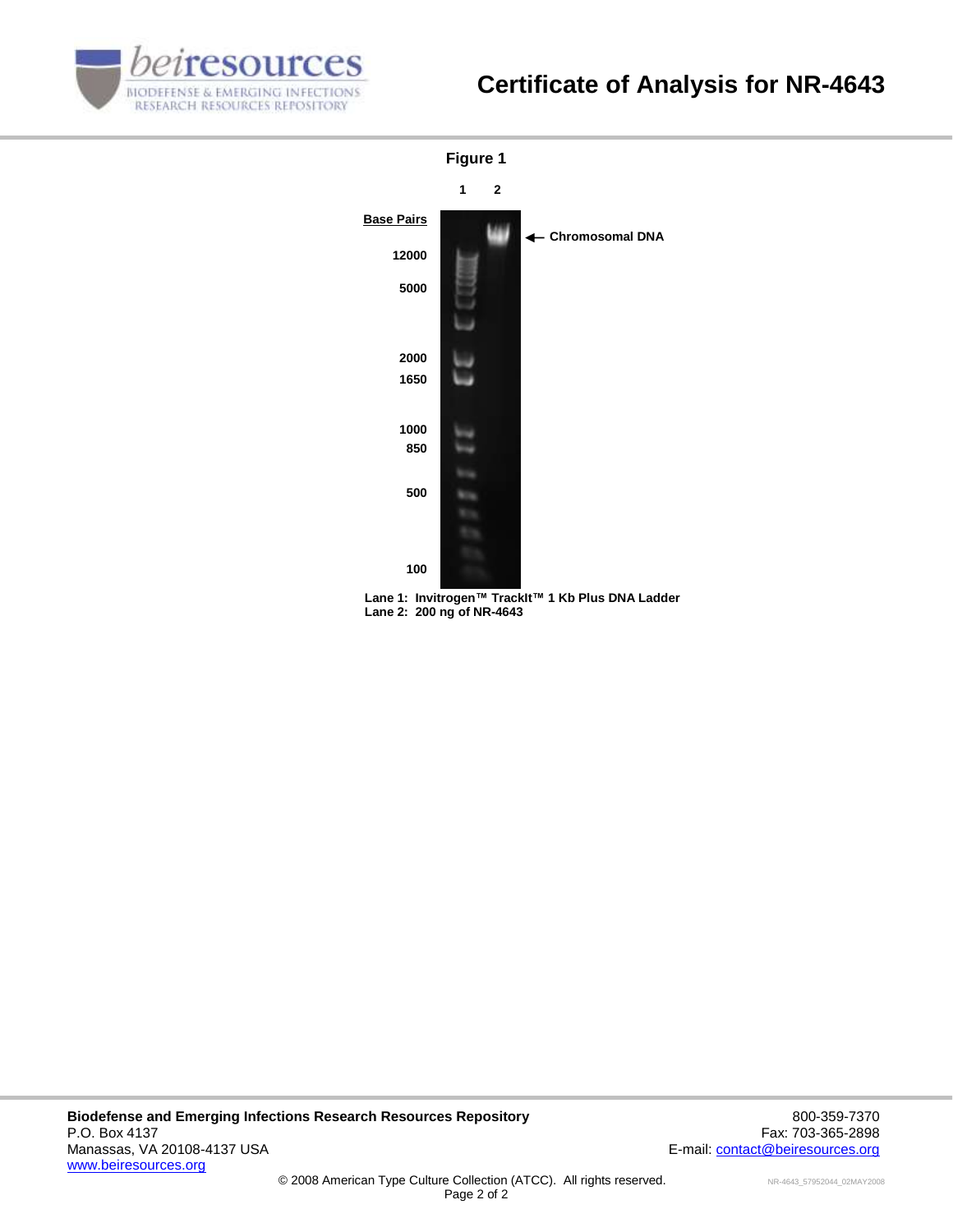# Certificate of Analysis for NR-4643

**Figure 1**

1 2

Base Pairs

12000

5000

2000

1650

1000

850

500

100

Chromosomal DNA

**Lane 1: Invitrogen™ TrackIt™ 1 Kb Plus DNA Ladder**
**Lane 2: 200 ng of NR-4643**

**Biodefense and Emerging Infections Research Resources Repository**
P.O. Box 4137
Manassas, VA 20108-4137 USA
www.beiresources.org

800-359-7370
Fax: 703-365-2898
E-mail: contact@beiresources.org

© 2008 American Type Culture Collection (ATCC). All rights reserved.

NR-4643_57952044_02MAY2008